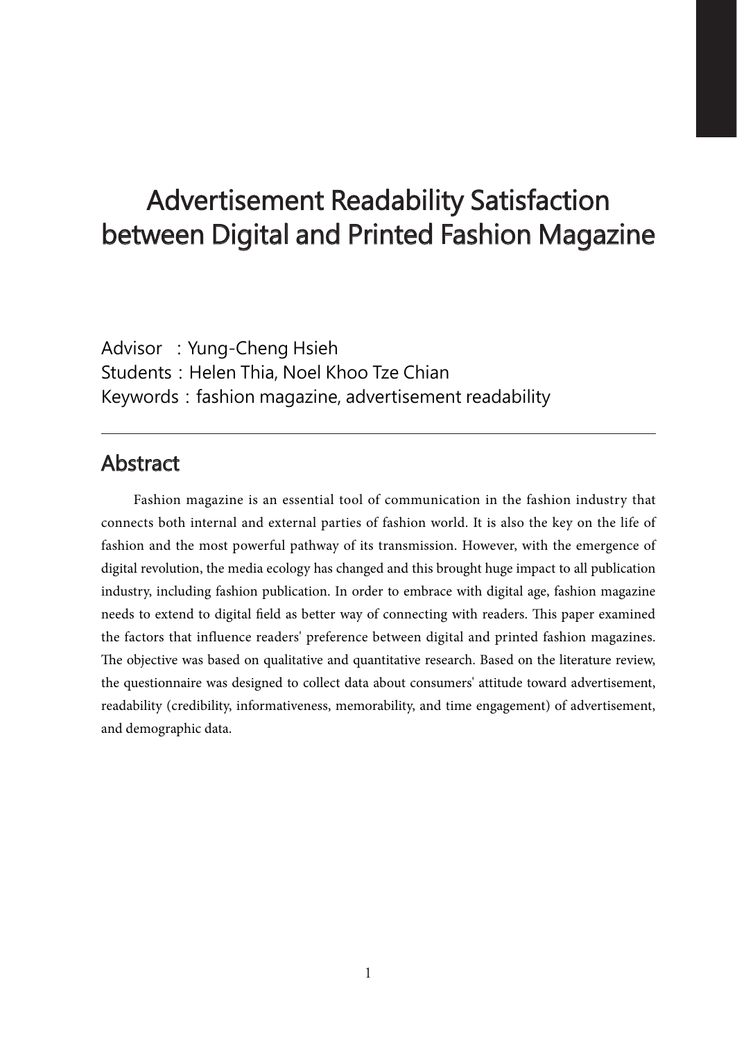# Advertisement Readability Satisfaction between Digital and Printed Fashion Magazine

Advisor ：Yung-Cheng Hsieh
Students：Helen Thia, Noel Khoo Tze Chian
Keywords：fashion magazine, advertisement readability

---

## Abstract

Fashion magazine is an essential tool of communication in the fashion industry that connects both internal and external parties of fashion world. It is also the key on the life of fashion and the most powerful pathway of its transmission. However, with the emergence of digital revolution, the media ecology has changed and this brought huge impact to all publication industry, including fashion publication. In order to embrace with digital age, fashion magazine needs to extend to digital field as better way of connecting with readers. This paper examined the factors that influence readers' preference between digital and printed fashion magazines. The objective was based on qualitative and quantitative research. Based on the literature review, the questionnaire was designed to collect data about consumers' attitude toward advertisement, readability (credibility, informativeness, memorability, and time engagement) of advertisement, and demographic data.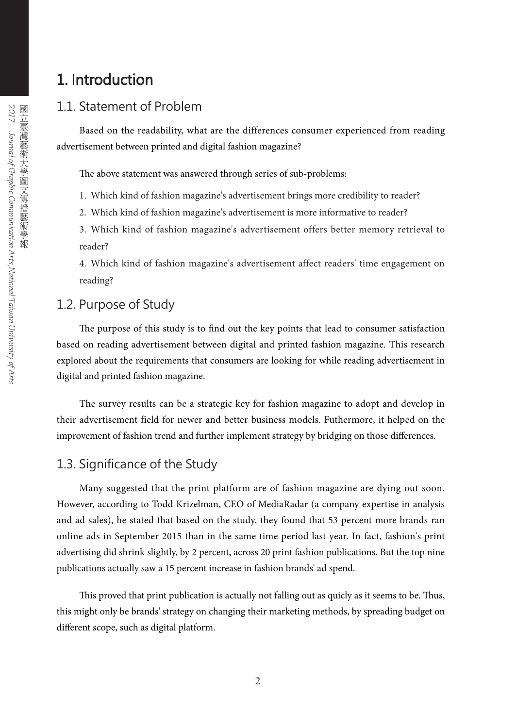# 1. Introduction

## 1.1. Statement of Problem

Based on the readability, what are the differences consumer experienced from reading advertisement between printed and digital fashion magazine?

The above statement was answered through series of sub-problems:

1. Which kind of fashion magazine's advertisement brings more credibility to reader?
2. Which kind of fashion magazine's advertisement is more informative to reader?
3. Which kind of fashion magazine's advertisement offers better memory retrieval to reader?
4. Which kind of fashion magazine's advertisement affect readers' time engagement on reading?

## 1.2. Purpose of Study

The purpose of this study is to find out the key points that lead to consumer satisfaction based on reading advertisement between digital and printed fashion magazine. This research explored about the requirements that consumers are looking for while reading advertisement in digital and printed fashion magazine.

The survey results can be a strategic key for fashion magazine to adopt and develop in their advertisement field for newer and better business models. Futhermore, it helped on the improvement of fashion trend and further implement strategy by bridging on those differences.

## 1.3. Significance of the Study

Many suggested that the print platform are of fashion magazine are dying out soon. However, according to Todd Krizelman, CEO of MediaRadar (a company expertise in analysis and ad sales), he stated that based on the study, they found that 53 percent more brands ran online ads in September 2015 than in the same time period last year. In fact, fashion's print advertising did shrink slightly, by 2 percent, across 20 print fashion publications. But the top nine publications actually saw a 15 percent increase in fashion brands' ad spend.

This proved that print publication is actually not falling out as quicly as it seems to be. Thus, this might only be brands' strategy on changing their marketing methods, by spreading budget on different scope, such as digital platform.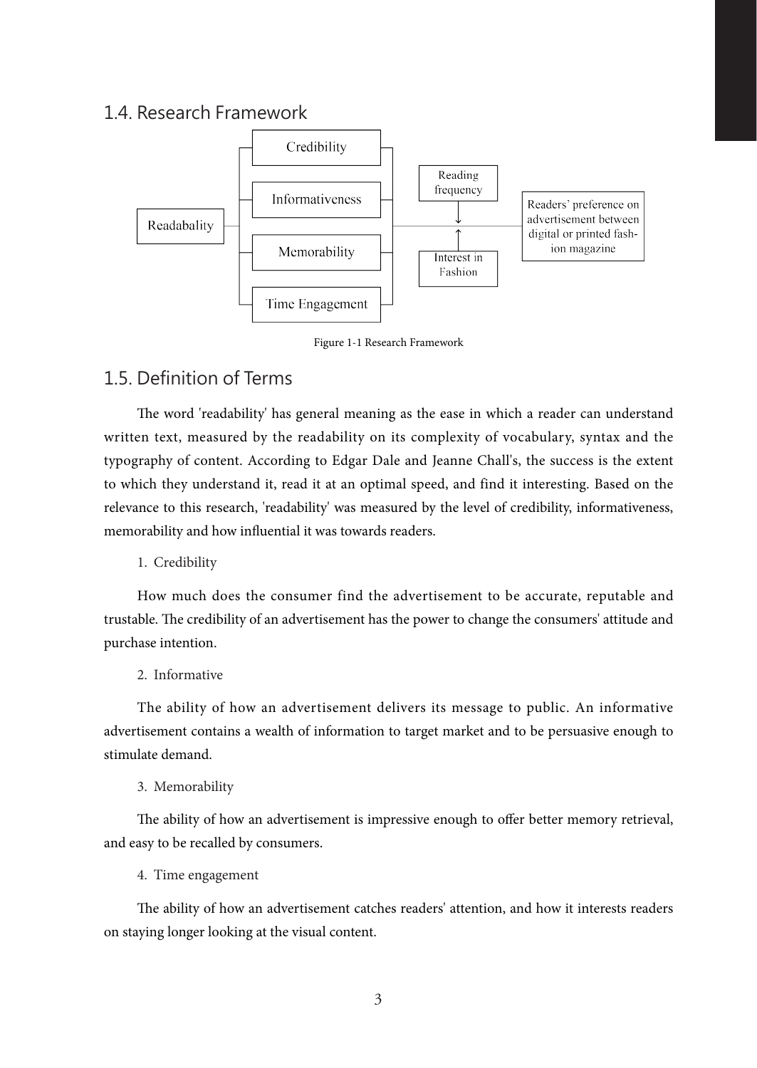## 1.4. Research Framework

Figure 1-1 Research Framework

## 1.5. Definition of Terms

The word 'readability' has general meaning as the ease in which a reader can understand written text, measured by the readability on its complexity of vocabulary, syntax and the typography of content. According to Edgar Dale and Jeanne Chall's, the success is the extent to which they understand it, read it at an optimal speed, and find it interesting. Based on the relevance to this research, 'readability' was measured by the level of credibility, informativeness, memorability and how influential it was towards readers.

1. Credibility

How much does the consumer find the advertisement to be accurate, reputable and trustable. The credibility of an advertisement has the power to change the consumers' attitude and purchase intention.

2. Informative

The ability of how an advertisement delivers its message to public. An informative advertisement contains a wealth of information to target market and to be persuasive enough to stimulate demand.

3. Memorability

The ability of how an advertisement is impressive enough to offer better memory retrieval, and easy to be recalled by consumers.

4. Time engagement

The ability of how an advertisement catches readers' attention, and how it interests readers on staying longer looking at the visual content.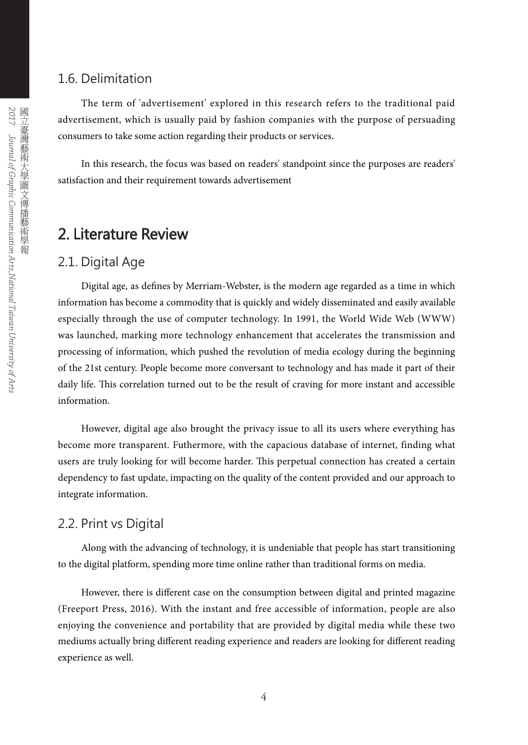## 1.6. Delimitation

The term of 'advertisement' explored in this research refers to the traditional paid advertisement, which is usually paid by fashion companies with the purpose of persuading consumers to take some action regarding their products or services.

In this research, the focus was based on readers' standpoint since the purposes are readers' satisfaction and their requirement towards advertisement

# 2. Literature Review

## 2.1. Digital Age

Digital age, as defines by Merriam-Webster, is the modern age regarded as a time in which information has become a commodity that is quickly and widely disseminated and easily available especially through the use of computer technology. In 1991, the World Wide Web (WWW) was launched, marking more technology enhancement that accelerates the transmission and processing of information, which pushed the revolution of media ecology during the beginning of the 21st century. People become more conversant to technology and has made it part of their daily life. This correlation turned out to be the result of craving for more instant and accessible information.

However, digital age also brought the privacy issue to all its users where everything has become more transparent. Futhermore, with the capacious database of internet, finding what users are truly looking for will become harder. This perpetual connection has created a certain dependency to fast update, impacting on the quality of the content provided and our approach to integrate information.

## 2.2. Print vs Digital

Along with the advancing of technology, it is undeniable that people has start transitioning to the digital platform, spending more time online rather than traditional forms on media.

However, there is different case on the consumption between digital and printed magazine (Freeport Press, 2016). With the instant and free accessible of information, people are also enjoying the convenience and portability that are provided by digital media while these two mediums actually bring different reading experience and readers are looking for different reading experience as well.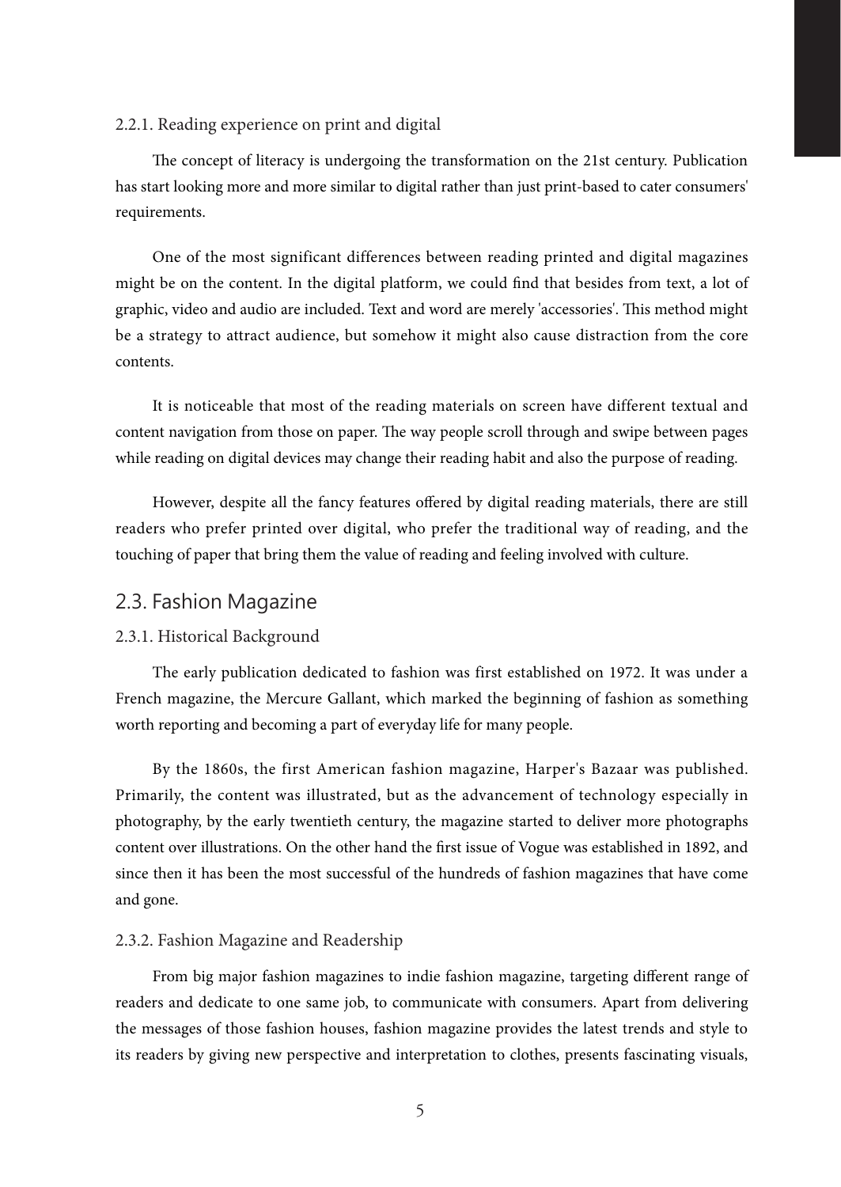### 2.2.1. Reading experience on print and digital

The concept of literacy is undergoing the transformation on the 21st century. Publication has start looking more and more similar to digital rather than just print-based to cater consumers' requirements.

One of the most significant differences between reading printed and digital magazines might be on the content. In the digital platform, we could find that besides from text, a lot of graphic, video and audio are included. Text and word are merely 'accessories'. This method might be a strategy to attract audience, but somehow it might also cause distraction from the core contents.

It is noticeable that most of the reading materials on screen have different textual and content navigation from those on paper. The way people scroll through and swipe between pages while reading on digital devices may change their reading habit and also the purpose of reading.

However, despite all the fancy features offered by digital reading materials, there are still readers who prefer printed over digital, who prefer the traditional way of reading, and the touching of paper that bring them the value of reading and feeling involved with culture.

## 2.3. Fashion Magazine

### 2.3.1. Historical Background

The early publication dedicated to fashion was first established on 1972. It was under a French magazine, the Mercure Gallant, which marked the beginning of fashion as something worth reporting and becoming a part of everyday life for many people.

By the 1860s, the first American fashion magazine, Harper's Bazaar was published. Primarily, the content was illustrated, but as the advancement of technology especially in photography, by the early twentieth century, the magazine started to deliver more photographs content over illustrations. On the other hand the first issue of Vogue was established in 1892, and since then it has been the most successful of the hundreds of fashion magazines that have come and gone.

### 2.3.2. Fashion Magazine and Readership

From big major fashion magazines to indie fashion magazine, targeting different range of readers and dedicate to one same job, to communicate with consumers. Apart from delivering the messages of those fashion houses, fashion magazine provides the latest trends and style to its readers by giving new perspective and interpretation to clothes, presents fascinating visuals,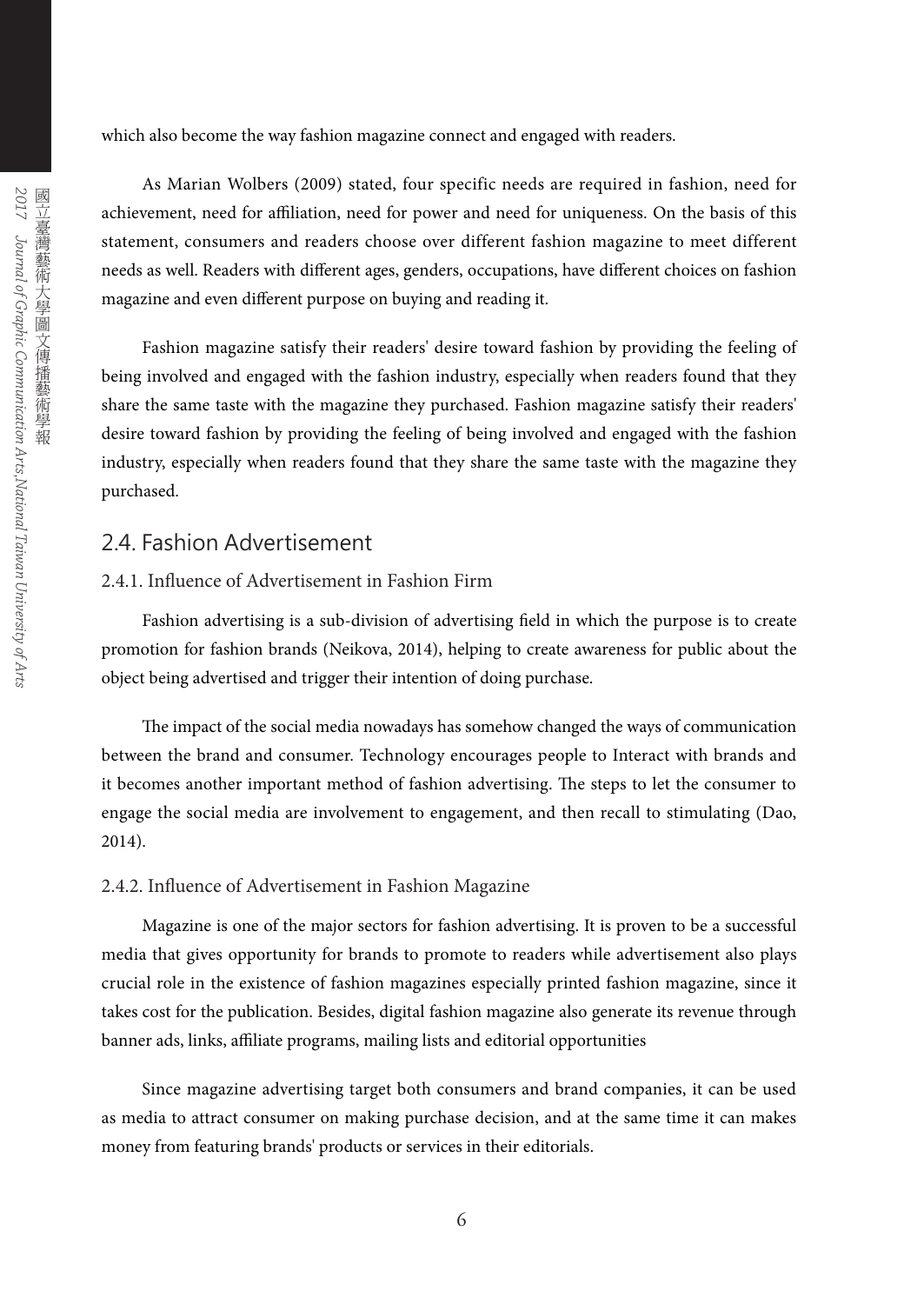which also become the way fashion magazine connect and engaged with readers.

As Marian Wolbers (2009) stated, four specific needs are required in fashion, need for achievement, need for affiliation, need for power and need for uniqueness. On the basis of this statement, consumers and readers choose over different fashion magazine to meet different needs as well. Readers with different ages, genders, occupations, have different choices on fashion magazine and even different purpose on buying and reading it.

Fashion magazine satisfy their readers' desire toward fashion by providing the feeling of being involved and engaged with the fashion industry, especially when readers found that they share the same taste with the magazine they purchased. Fashion magazine satisfy their readers' desire toward fashion by providing the feeling of being involved and engaged with the fashion industry, especially when readers found that they share the same taste with the magazine they purchased.

## 2.4. Fashion Advertisement

### 2.4.1. Influence of Advertisement in Fashion Firm

Fashion advertising is a sub-division of advertising field in which the purpose is to create promotion for fashion brands (Neikova, 2014), helping to create awareness for public about the object being advertised and trigger their intention of doing purchase.

The impact of the social media nowadays has somehow changed the ways of communication between the brand and consumer. Technology encourages people to Interact with brands and it becomes another important method of fashion advertising. The steps to let the consumer to engage the social media are involvement to engagement, and then recall to stimulating (Dao, 2014).

### 2.4.2. Influence of Advertisement in Fashion Magazine

Magazine is one of the major sectors for fashion advertising. It is proven to be a successful media that gives opportunity for brands to promote to readers while advertisement also plays crucial role in the existence of fashion magazines especially printed fashion magazine, since it takes cost for the publication. Besides, digital fashion magazine also generate its revenue through banner ads, links, affiliate programs, mailing lists and editorial opportunities

Since magazine advertising target both consumers and brand companies, it can be used as media to attract consumer on making purchase decision, and at the same time it can makes money from featuring brands' products or services in their editorials.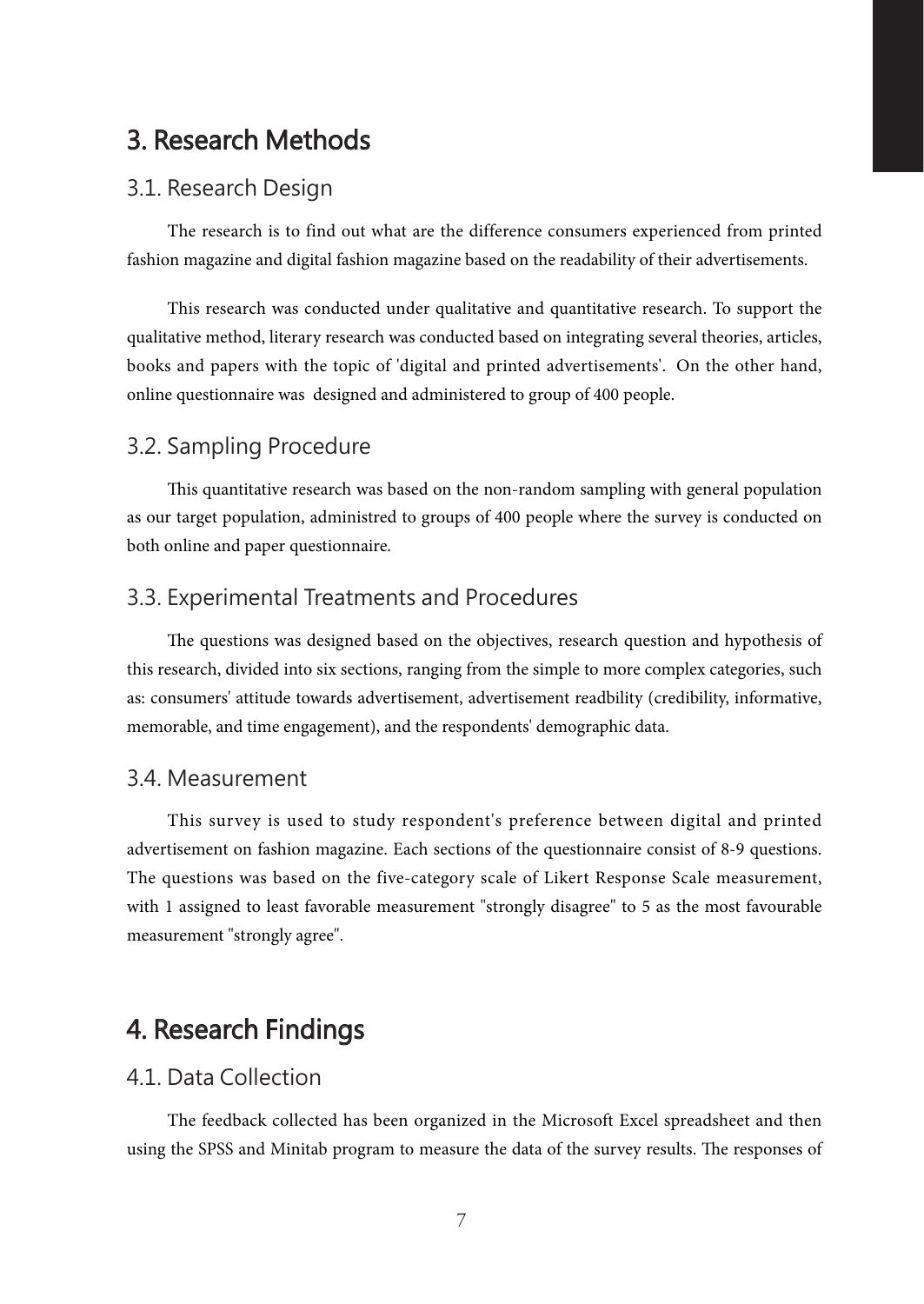# 3. Research Methods

## 3.1. Research Design

The research is to find out what are the difference consumers experienced from printed fashion magazine and digital fashion magazine based on the readability of their advertisements.

This research was conducted under qualitative and quantitative research. To support the qualitative method, literary research was conducted based on integrating several theories, articles, books and papers with the topic of 'digital and printed advertisements'. On the other hand, online questionnaire was designed and administered to group of 400 people.

## 3.2. Sampling Procedure

This quantitative research was based on the non-random sampling with general population as our target population, administred to groups of 400 people where the survey is conducted on both online and paper questionnaire.

## 3.3. Experimental Treatments and Procedures

The questions was designed based on the objectives, research question and hypothesis of this research, divided into six sections, ranging from the simple to more complex categories, such as: consumers' attitude towards advertisement, advertisement readbility (credibility, informative, memorable, and time engagement), and the respondents' demographic data.

## 3.4. Measurement

This survey is used to study respondent's preference between digital and printed advertisement on fashion magazine. Each sections of the questionnaire consist of 8-9 questions. The questions was based on the five-category scale of Likert Response Scale measurement, with 1 assigned to least favorable measurement "strongly disagree" to 5 as the most favourable measurement "strongly agree".

# 4. Research Findings

## 4.1. Data Collection

The feedback collected has been organized in the Microsoft Excel spreadsheet and then using the SPSS and Minitab program to measure the data of the survey results. The responses of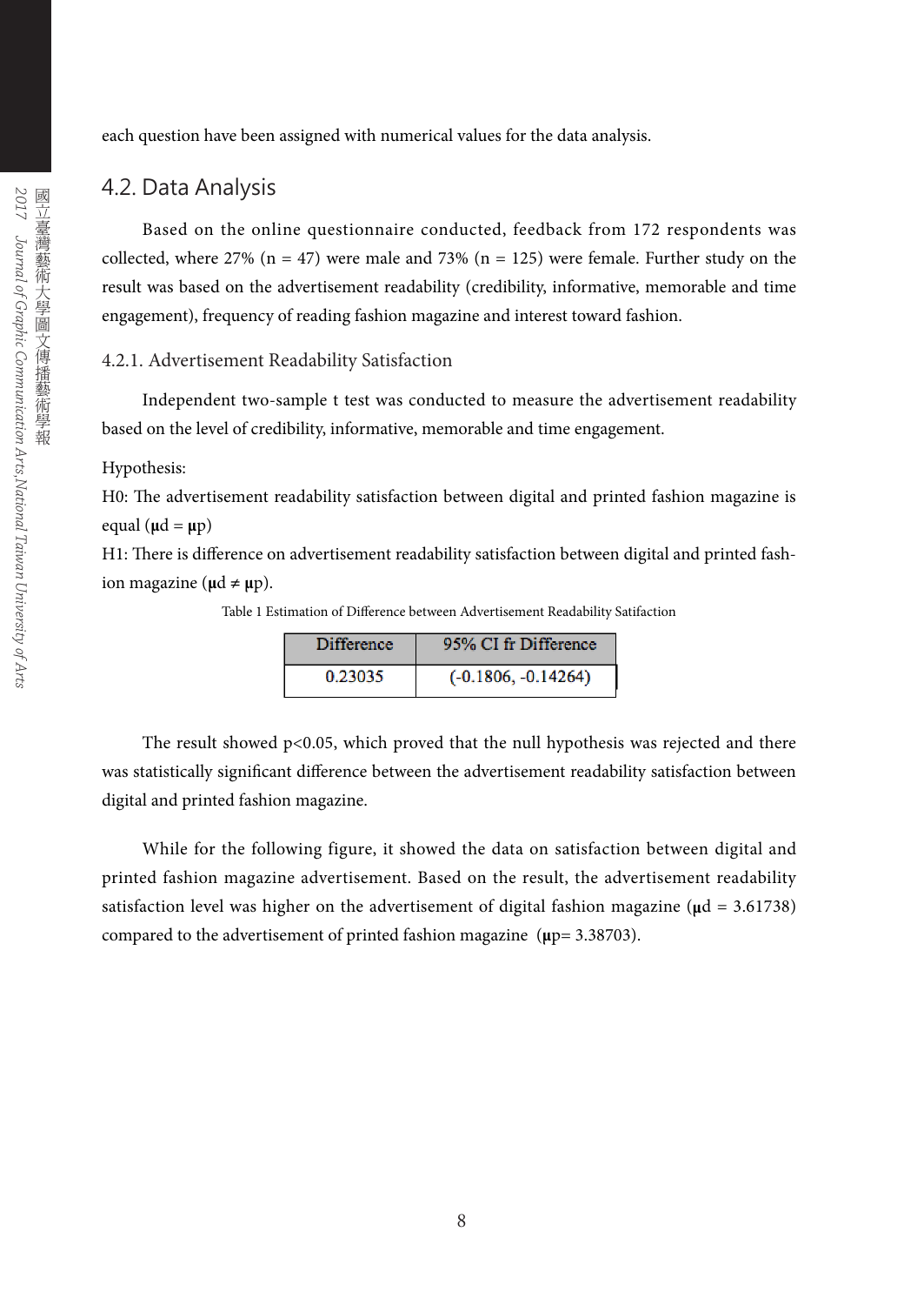each question have been assigned with numerical values for the data analysis.

## 4.2. Data Analysis

Based on the online questionnaire conducted, feedback from 172 respondents was collected, where 27% (n = 47) were male and 73% (n = 125) were female. Further study on the result was based on the advertisement readability (credibility, informative, memorable and time engagement), frequency of reading fashion magazine and interest toward fashion.

### 4.2.1. Advertisement Readability Satisfaction

Independent two-sample t test was conducted to measure the advertisement readability based on the level of credibility, informative, memorable and time engagement.

Hypothesis:

H0: The advertisement readability satisfaction between digital and printed fashion magazine is equal ($\mu d = \mu p$)

H1: There is difference on advertisement readability satisfaction between digital and printed fashion magazine ($\mu d \neq \mu p$).

Table 1 Estimation of Difference between Advertisement Readability Satifaction

| Difference | 95% CI fr Difference |
|---|---|
| 0.23035 | (-0.1806, -0.14264) |

The result showed $p<0.05$, which proved that the null hypothesis was rejected and there was statistically significant difference between the advertisement readability satisfaction between digital and printed fashion magazine.

While for the following figure, it showed the data on satisfaction between digital and printed fashion magazine advertisement. Based on the result, the advertisement readability satisfaction level was higher on the advertisement of digital fashion magazine ($\mu d = 3.61738$) compared to the advertisement of printed fashion magazine ($\mu p= 3.38703$).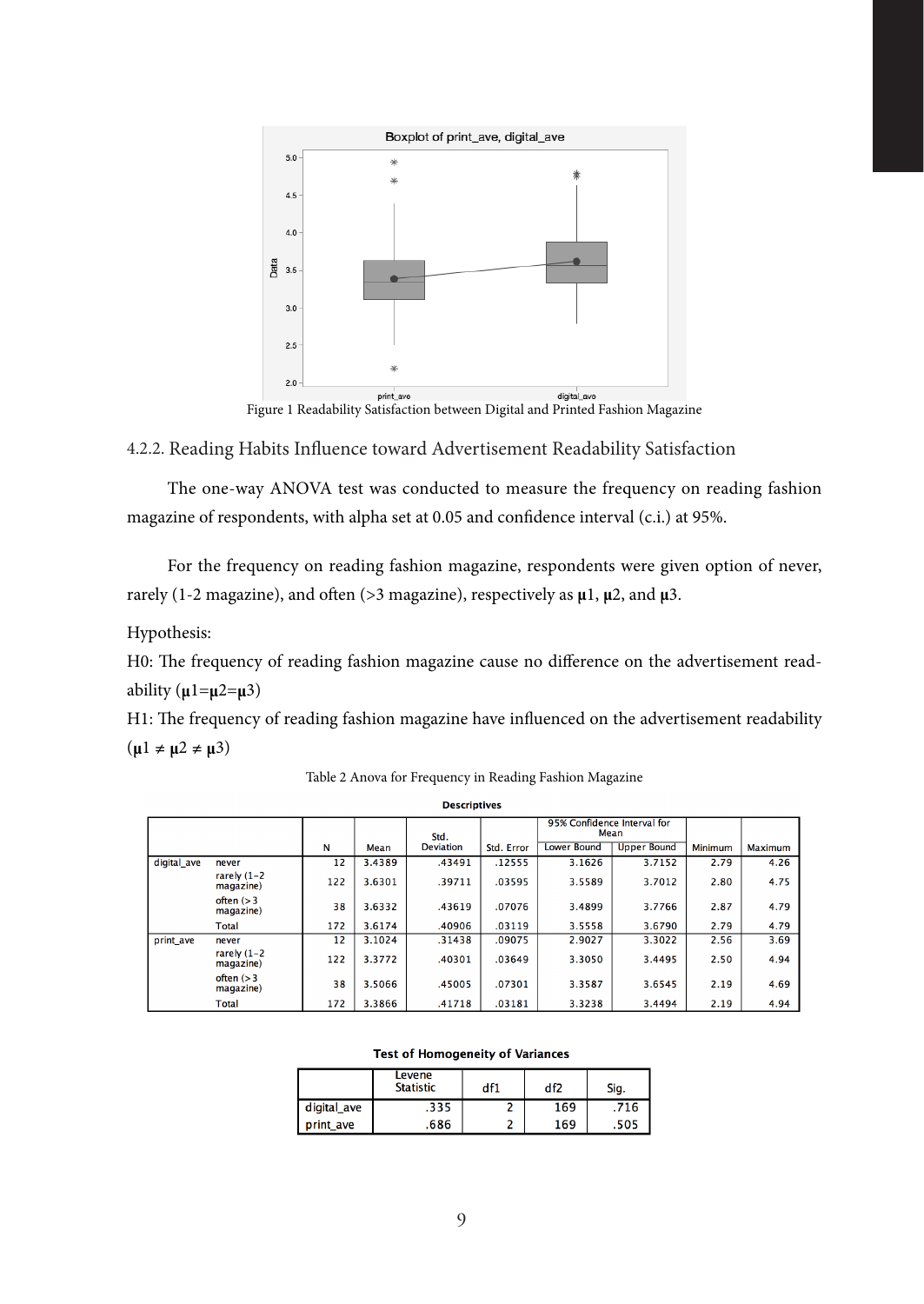Figure 1 Readability Satisfaction between Digital and Printed Fashion Magazine

### 4.2.2. Reading Habits Influence toward Advertisement Readability Satisfaction

The one-way ANOVA test was conducted to measure the frequency on reading fashion magazine of respondents, with alpha set at 0.05 and confidence interval (c.i.) at 95%.

For the frequency on reading fashion magazine, respondents were given option of never, rarely (1-2 magazine), and often (>3 magazine), respectively as **μ**1, **μ**2, and **μ**3.

Hypothesis:

H0: The frequency of reading fashion magazine cause no difference on the advertisement readability (**μ**1=**μ**2=**μ**3)

H1: The frequency of reading fashion magazine have influenced on the advertisement readability (**μ**1 ≠ **μ**2 ≠ **μ**3)

Table 2 Anova for Frequency in Reading Fashion Magazine

**Descriptives**

| | | N | Mean | Std. Deviation | Std. Error | 95% Confidence Interval for Mean | | Minimum | Maximum |
|---|---|---|---|---|---|---|---|---|---|
| | | | | | | Lower Bound | Upper Bound | | |
| digital_ave | never | 12 | 3.4389 | .43491 | .12555 | 3.1626 | 3.7152 | 2.79 | 4.26 |
| | rarely (1-2 magazine) | 122 | 3.6301 | .39711 | .03595 | 3.5589 | 3.7012 | 2.80 | 4.75 |
| | often (> 3 magazine) | 38 | 3.6332 | .43619 | .07076 | 3.4899 | 3.7766 | 2.87 | 4.79 |
| | Total | 172 | 3.6174 | .40906 | .03119 | 3.5558 | 3.6790 | 2.79 | 4.79 |
| print_ave | never | 12 | 3.1024 | .31438 | .09075 | 2.9027 | 3.3022 | 2.56 | 3.69 |
| | rarely (1-2 magazine) | 122 | 3.3772 | .40301 | .03649 | 3.3050 | 3.4495 | 2.50 | 4.94 |
| | often (> 3 magazine) | 38 | 3.5066 | .45005 | .07301 | 3.3587 | 3.6545 | 2.19 | 4.69 |
| | Total | 172 | 3.3866 | .41718 | .03181 | 3.3238 | 3.4494 | 2.19 | 4.94 |

**Test of Homogeneity of Variances**

| | Levene Statistic | df1 | df2 | Sig. |
|---|---|---|---|---|
| digital_ave | .335 | 2 | 169 | .716 |
| print_ave | .686 | 2 | 169 | .505 |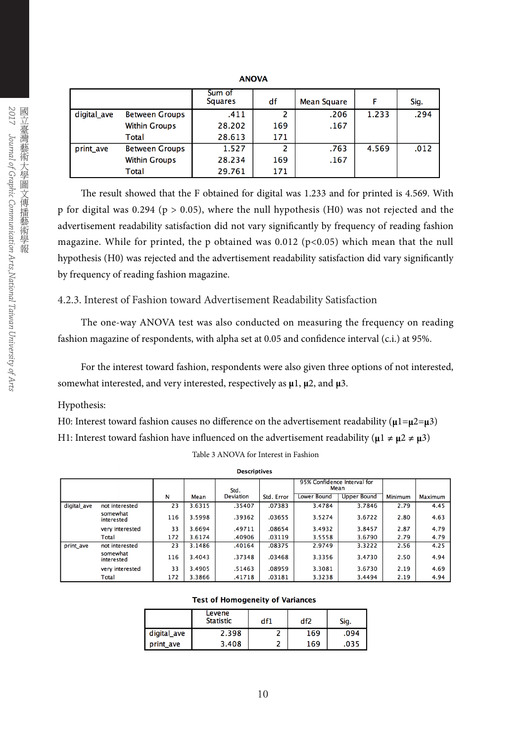**ANOVA**

| | | Sum of Squares | df | Mean Square | F | Sig. |
|---|---|---|---|---|---|---|
| digital_ave | Between Groups | .411 | 2 | .206 | 1.233 | .294 |
| | Within Groups | 28.202 | 169 | .167 | | |
| | Total | 28.613 | 171 | | | |
| print_ave | Between Groups | 1.527 | 2 | .763 | 4.569 | .012 |
| | Within Groups | 28.234 | 169 | .167 | | |
| | Total | 29.761 | 171 | | | |

The result showed that the F obtained for digital was 1.233 and for printed is 4.569. With p for digital was 0.294 ($p > 0.05$), where the null hypothesis (H0) was not rejected and the advertisement readability satisfaction did not vary significantly by frequency of reading fashion magazine. While for printed, the p obtained was 0.012 ($p<0.05$) which mean that the null hypothesis (H0) was rejected and the advertisement readability satisfaction did vary significantly by frequency of reading fashion magazine.

### 4.2.3. Interest of Fashion toward Advertisement Readability Satisfaction

The one-way ANOVA test was also conducted on measuring the frequency on reading fashion magazine of respondents, with alpha set at 0.05 and confidence interval (c.i.) at 95%.

For the interest toward fashion, respondents were also given three options of not interested, somewhat interested, and very interested, respectively as **μ1**, **μ2**, and **μ3**.

Hypothesis:

H0: Interest toward fashion causes no difference on the advertisement readability (**μ1=μ2=μ3**)

H1: Interest toward fashion have influenced on the advertisement readability (**μ1 ≠ μ2 ≠ μ3**)

Table 3 ANOVA for Interest in Fashion

**Descriptives**

| | | N | Mean | Std. Deviation | Std. Error | 95% Confidence Interval for Mean | | Minimum | Maximum |
|---|---|---|---|---|---|---|---|---|---|
| | | | | | | Lower Bound | Upper Bound | | |
| digital_ave | not interested | 23 | 3.6315 | .35407 | .07383 | 3.4784 | 3.7846 | 2.79 | 4.45 |
| | somewhat interested | 116 | 3.5998 | .39362 | .03655 | 3.5274 | 3.6722 | 2.80 | 4.63 |
| | very interested | 33 | 3.6694 | .49711 | .08654 | 3.4932 | 3.8457 | 2.87 | 4.79 |
| | Total | 172 | 3.6174 | .40906 | .03119 | 3.5558 | 3.6790 | 2.79 | 4.79 |
| print_ave | not interested | 23 | 3.1486 | .40164 | .08375 | 2.9749 | 3.3222 | 2.56 | 4.25 |
| | somewhat interested | 116 | 3.4043 | .37348 | .03468 | 3.3356 | 3.4730 | 2.50 | 4.94 |
| | very interested | 33 | 3.4905 | .51463 | .08959 | 3.3081 | 3.6730 | 2.19 | 4.69 |
| | Total | 172 | 3.3866 | .41718 | .03181 | 3.3238 | 3.4494 | 2.19 | 4.94 |

**Test of Homogeneity of Variances**

| | Levene Statistic | df1 | df2 | Sig. |
|---|---|---|---|---|
| digital_ave | 2.398 | 2 | 169 | .094 |
| print_ave | 3.408 | 2 | 169 | .035 |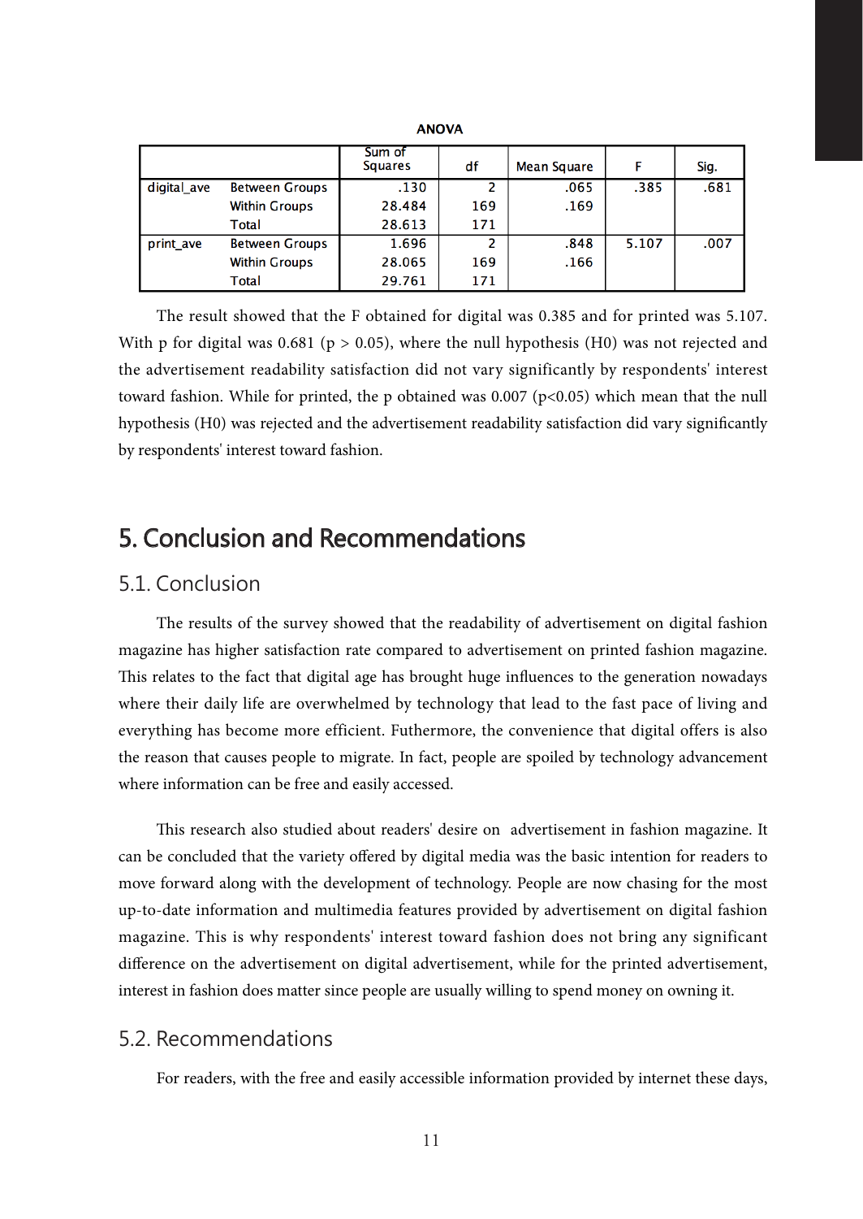**ANOVA**

| | | Sum of Squares | df | Mean Square | F | Sig. |
|---|---|---|---|---|---|---|
| digital_ave | Between Groups | .130 | 2 | .065 | .385 | .681 |
| | Within Groups | 28.484 | 169 | .169 | | |
| | Total | 28.613 | 171 | | | |
| print_ave | Between Groups | 1.696 | 2 | .848 | 5.107 | .007 |
| | Within Groups | 28.065 | 169 | .166 | | |
| | Total | 29.761 | 171 | | | |

The result showed that the F obtained for digital was 0.385 and for printed was 5.107. With p for digital was 0.681 ($p > 0.05$), where the null hypothesis (H0) was not rejected and the advertisement readability satisfaction did not vary significantly by respondents' interest toward fashion. While for printed, the p obtained was 0.007 ($p<0.05$) which mean that the null hypothesis (H0) was rejected and the advertisement readability satisfaction did vary significantly by respondents' interest toward fashion.

# 5. Conclusion and Recommendations

## 5.1. Conclusion

The results of the survey showed that the readability of advertisement on digital fashion magazine has higher satisfaction rate compared to advertisement on printed fashion magazine. This relates to the fact that digital age has brought huge influences to the generation nowadays where their daily life are overwhelmed by technology that lead to the fast pace of living and everything has become more efficient. Futhermore, the convenience that digital offers is also the reason that causes people to migrate. In fact, people are spoiled by technology advancement where information can be free and easily accessed.

This research also studied about readers' desire on advertisement in fashion magazine. It can be concluded that the variety offered by digital media was the basic intention for readers to move forward along with the development of technology. People are now chasing for the most up-to-date information and multimedia features provided by advertisement on digital fashion magazine. This is why respondents' interest toward fashion does not bring any significant difference on the advertisement on digital advertisement, while for the printed advertisement, interest in fashion does matter since people are usually willing to spend money on owning it.

## 5.2. Recommendations

For readers, with the free and easily accessible information provided by internet these days,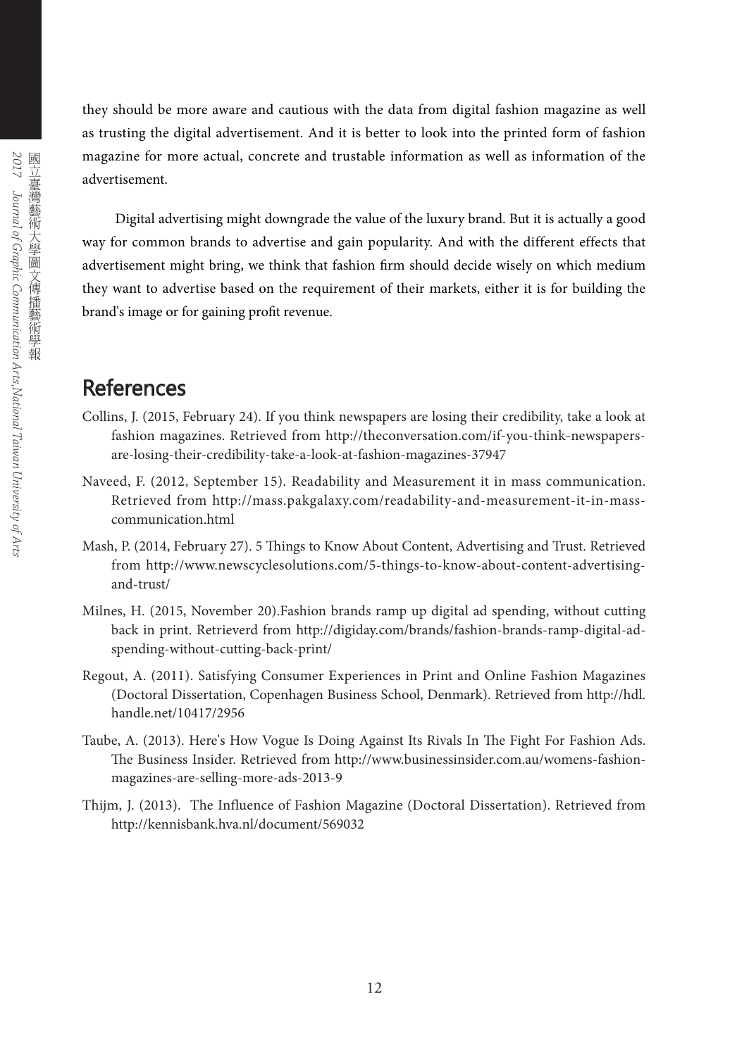they should be more aware and cautious with the data from digital fashion magazine as well as trusting the digital advertisement. And it is better to look into the printed form of fashion magazine for more actual, concrete and trustable information as well as information of the advertisement.

Digital advertising might downgrade the value of the luxury brand. But it is actually a good way for common brands to advertise and gain popularity. And with the different effects that advertisement might bring, we think that fashion firm should decide wisely on which medium they want to advertise based on the requirement of their markets, either it is for building the brand's image or for gaining profit revenue.

## References

Collins, J. (2015, February 24). If you think newspapers are losing their credibility, take a look at fashion magazines. Retrieved from http://theconversation.com/if-you-think-newspapers-are-losing-their-credibility-take-a-look-at-fashion-magazines-37947

Naveed, F. (2012, September 15). Readability and Measurement it in mass communication. Retrieved from http://mass.pakgalaxy.com/readability-and-measurement-it-in-mass-communication.html

Mash, P. (2014, February 27). 5 Things to Know About Content, Advertising and Trust. Retrieved from http://www.newscyclesolutions.com/5-things-to-know-about-content-advertising-and-trust/

Milnes, H. (2015, November 20).Fashion brands ramp up digital ad spending, without cutting back in print. Retrieverd from http://digiday.com/brands/fashion-brands-ramp-digital-ad-spending-without-cutting-back-print/

Regout, A. (2011). Satisfying Consumer Experiences in Print and Online Fashion Magazines (Doctoral Dissertation, Copenhagen Business School, Denmark). Retrieved from http://hdl.handle.net/10417/2956

Taube, A. (2013). Here's How Vogue Is Doing Against Its Rivals In The Fight For Fashion Ads. The Business Insider. Retrieved from http://www.businessinsider.com.au/womens-fashion-magazines-are-selling-more-ads-2013-9

Thijm, J. (2013). The Influence of Fashion Magazine (Doctoral Dissertation). Retrieved from http://kennisbank.hva.nl/document/569032